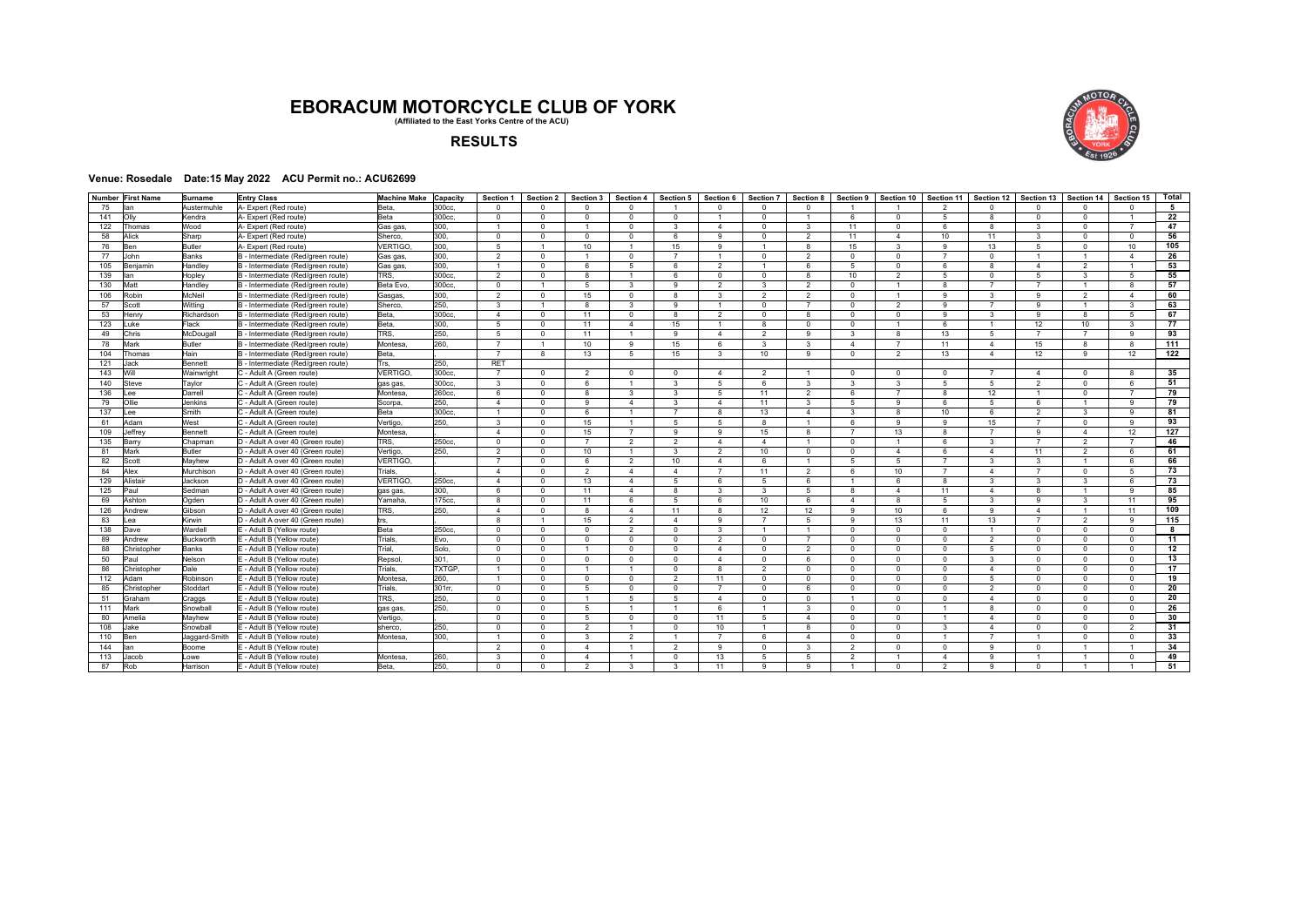# EBORACUM MOTORCYCLE CLUB OF YORK

**(Affiliated to the East Yorks Centre of the ACU)**

## RESULTS

**Venue: Rosedale Date:15 May 2022 ACU Permit no.: ACU62699**

| Number | First Name | Surname | Entry Class | Machine Make | Capacity | Section 1 | Section 2 | Section 3 | Section 4 | Section 5 | Section 6 | Section 7 | Section 8 | Section 9 | Section 10 | Section 11 | Section 12 | Section 13 | Section 14 | Section 15 | Total |
|---|---|---|---|---|---|---|---|---|---|---|---|---|---|---|---|---|---|---|---|---|---|
| 75 | Ian | Austermuhle | A- Expert (Red route) | Beta, | 300cc, | 0 | 0 | 0 | 0 | 1 | 0 | 0 | 0 | 1 | 1 | 2 | 0 | 0 | 0 | 0 | 5 |
| 141 | Olly | Kendra | A- Expert (Red route) | Beta | 300cc, | 0 | 0 | 0 | 0 | 0 | 1 | 0 | 1 | 6 | 0 | 5 | 8 | 0 | 0 | 1 | 22 |
| 122 | Thomas | Wood | A- Expert (Red route) | Gas gas, | 300, | 1 | 0 | 1 | 0 | 3 | 4 | 0 | 3 | 11 | 0 | 6 | 8 | 3 | 0 | 7 | 47 |
| 58 | Alick | Sharp | A- Expert (Red route) | Sherco, | 300, | 0 | 0 | 0 | 0 | 6 | 9 | 0 | 2 | 11 | 4 | 10 | 11 | 3 | 0 | 0 | 56 |
| 76 | Ben | Butler | A- Expert (Red route) | VERTIGO, | 300, | 5 | 1 | 10 | 1 | 15 | 9 | 1 | 8 | 15 | 3 | 9 | 13 | 5 | 0 | 10 | 105 |
| 77 | John | Banks | B - Intermediate (Red/green route) | Gas gas, | 300, | 2 | 0 | 1 | 0 | 7 | 1 | 0 | 2 | 0 | 0 | 7 | 0 | 1 | 1 | 4 | 26 |
| 105 | Benjamin | Handley | B - Intermediate (Red/green route) | Gas gas, | 300, | 1 | 0 | 6 | 5 | 6 | 2 | 1 | 6 | 5 | 0 | 6 | 8 | 4 | 2 | 1 | 53 |
| 139 | Ian | Hopley | B - Intermediate (Red/green route) | TRS, | 300cc, | 2 | 0 | 8 | 1 | 6 | 0 | 0 | 8 | 10 | 2 | 5 | 0 | 5 | 3 | 5 | 55 |
| 130 | Matt | Handley | B - Intermediate (Red/green route) | Beta Evo, | 300cc, | 0 | 1 | 5 | 3 | 9 | 2 | 3 | 2 | 0 | 1 | 8 | 7 | 7 | 1 | 8 | 57 |
| 106 | Robin | McNeil | B - Intermediate (Red/green route) | Gasgas, | 300, | 2 | 0 | 15 | 0 | 8 | 3 | 2 | 2 | 0 | 1 | 9 | 3 | 9 | 2 | 4 | 60 |
| 57 | Scott | Witting | B - Intermediate (Red/green route) | Sherco, | 250, | 3 | 1 | 8 | 3 | 9 | 1 | 0 | 7 | 0 | 2 | 9 | 7 | 9 | 1 | 3 | 63 |
| 53 | Henry | Richardson | B - Intermediate (Red/green route) | Beta, | 300cc, | 4 | 0 | 11 | 0 | 8 | 2 | 0 | 8 | 0 | 0 | 9 | 3 | 9 | 8 | 5 | 67 |
| 123 | Luke | Flack | B - Intermediate (Red/green route) | Beta, | 300, | 5 | 0 | 11 | 4 | 15 | 1 | 8 | 0 | 0 | 1 | 6 | 1 | 12 | 10 | 3 | 77 |
| 49 | Chris | McDougall | B - Intermediate (Red/green route) | TRS, | 250, | 5 | 0 | 11 | 1 | 9 | 4 | 2 | 9 | 3 | 8 | 13 | 5 | 7 | 7 | 9 | 93 |
| 78 | Mark | Butler | B - Intermediate (Red/green route) | Montesa, | 260, | 7 | 1 | 10 | 9 | 15 | 6 | 3 | 3 | 4 | 7 | 11 | 4 | 15 | 8 | 8 | 111 |
| 104 | Thomas | Hain | B - Intermediate (Red/green route) | Beta, | | 7 | 8 | 13 | 5 | 15 | 3 | 10 | 9 | 0 | 2 | 13 | 4 | 12 | 9 | 12 | 122 |
| 121 | Jack | Bennett | B - Intermediate (Red/green route) | Trs, | 250, | RET | | | | | | | | | | | | | | | |
| 143 | Will | Wainwright | C - Adult A (Green route) | VERTIGO, | 300cc, | 7 | 0 | 2 | 0 | 0 | 4 | 2 | 1 | 0 | 0 | 0 | 7 | 4 | 0 | 8 | 35 |
| 140 | Steve | Taylor | C - Adult A (Green route) | gas gas, | 300cc, | 3 | 0 | 6 | 1 | 3 | 5 | 6 | 3 | 3 | 3 | 5 | 5 | 2 | 0 | 6 | 51 |
| 136 | Lee | Darrell | C - Adult A (Green route) | Montesa, | 260cc, | 6 | 0 | 8 | 3 | 3 | 5 | 11 | 2 | 6 | 7 | 8 | 12 | 1 | 0 | 7 | 79 |
| 79 | Ollie | Jenkins | C - Adult A (Green route) | Scorpa, | 250, | 4 | 0 | 9 | 4 | 3 | 4 | 11 | 3 | 5 | 9 | 6 | 5 | 6 | 1 | 9 | 79 |
| 137 | Lee | Smith | C - Adult A (Green route) | Beta | 300cc, | 1 | 0 | 6 | 1 | 7 | 8 | 13 | 4 | 3 | 8 | 10 | 6 | 2 | 3 | 9 | 81 |
| 61 | Adam | West | C - Adult A (Green route) | Vertigo, | 250, | 3 | 0 | 15 | 1 | 5 | 5 | 8 | 1 | 6 | 9 | 9 | 15 | 7 | 0 | 9 | 93 |
| 109 | Jeffrey | Bennett | C - Adult A (Green route) | Montesa, | | 4 | 0 | 15 | 7 | 9 | 9 | 15 | 8 | 7 | 13 | 8 | 7 | 9 | 4 | 12 | 127 |
| 135 | Barry | Chapman | D - Adult A over 40 (Green route) | TRS, | 250cc, | 0 | 0 | 7 | 2 | 2 | 4 | 4 | 1 | 0 | 1 | 6 | 3 | 7 | 2 | 7 | 46 |
| 81 | Mark | Butler | D - Adult A over 40 (Green route) | Vertigo, | 250, | 2 | 0 | 10 | 1 | 3 | 2 | 10 | 0 | 0 | 4 | 6 | 4 | 11 | 2 | 6 | 61 |
| 82 | Scott | Mayhew | D - Adult A over 40 (Green route) | VERTIGO, | | 7 | 0 | 6 | 2 | 10 | 4 | 6 | 1 | 5 | 5 | 7 | 3 | 3 | 1 | 6 | 66 |
| 84 | Alex | Murchison | D - Adult A over 40 (Green route) | Trials, | | 4 | 0 | 2 | 4 | 4 | 7 | 11 | 2 | 6 | 10 | 7 | 4 | 7 | 0 | 5 | 73 |
| 129 | Alistair | Jackson | D - Adult A over 40 (Green route) | VERTIGO, | 250cc, | 4 | 0 | 13 | 4 | 5 | 6 | 5 | 6 | 1 | 6 | 8 | 3 | 3 | 3 | 6 | 73 |
| 125 | Paul | Sedman | D - Adult A over 40 (Green route) | gas gas, | 300, | 6 | 0 | 11 | 4 | 8 | 3 | 3 | 5 | 8 | 4 | 11 | 4 | 8 | 1 | 9 | 85 |
| 69 | Ashton | Ogden | D - Adult A over 40 (Green route) | Yamaha, | 175cc, | 8 | 0 | 11 | 6 | 5 | 6 | 10 | 6 | 4 | 8 | 5 | 3 | 9 | 3 | 11 | 95 |
| 126 | Andrew | Gibson | D - Adult A over 40 (Green route) | TRS, | 250, | 4 | 0 | 8 | 4 | 11 | 8 | 12 | 12 | 9 | 10 | 6 | 9 | 4 | 1 | 11 | 109 |
| 83 | Lea | Kirwin | D - Adult A over 40 (Green route) | trs, | | 8 | 1 | 15 | 2 | 4 | 9 | 7 | 5 | 9 | 13 | 11 | 13 | 7 | 2 | 9 | 115 |
| 138 | Dave | Wardell | E - Adult B (Yellow route) | Beta | 250cc, | 0 | 0 | 0 | 2 | 0 | 3 | 1 | 1 | 0 | 0 | 0 | 1 | 0 | 0 | 0 | 8 |
| 89 | Andrew | Buckworth | E - Adult B (Yellow route) | Trials, | Evo, | 0 | 0 | 0 | 0 | 0 | 2 | 0 | 7 | 0 | 0 | 0 | 2 | 0 | 0 | 0 | 11 |
| 88 | Christopher | Banks | E - Adult B (Yellow route) | Trial, | Solo, | 0 | 0 | 1 | 0 | 0 | 4 | 0 | 2 | 0 | 0 | 0 | 5 | 0 | 0 | 0 | 12 |
| 50 | Paul | Nelson | E - Adult B (Yellow route) | Repsol, | 301, | 0 | 0 | 0 | 0 | 0 | 4 | 0 | 6 | 0 | 0 | 0 | 3 | 0 | 0 | 0 | 13 |
| 86 | Christopher | Dale | E - Adult B (Yellow route) | Trials, | TXTGP, | 1 | 0 | 1 | 1 | 0 | 8 | 2 | 0 | 0 | 0 | 0 | 4 | 0 | 0 | 0 | 17 |
| 112 | Adam | Robinson | E - Adult B (Yellow route) | Montesa, | 260, | 1 | 0 | 0 | 0 | 2 | 11 | 0 | 0 | 0 | 0 | 0 | 5 | 0 | 0 | 0 | 19 |
| 85 | Christopher | Stoddart | E - Adult B (Yellow route) | Trials, | 301rr, | 0 | 0 | 5 | 0 | 0 | 7 | 0 | 6 | 0 | 0 | 0 | 2 | 0 | 0 | 0 | 20 |
| 51 | Graham | Craggs | E - Adult B (Yellow route) | TRS, | 250, | 0 | 0 | 1 | 5 | 5 | 4 | 0 | 0 | 1 | 0 | 0 | 4 | 0 | 0 | 0 | 20 |
| 111 | Mark | Snowball | E - Adult B (Yellow route) | gas gas, | 250, | 0 | 0 | 5 | 1 | 1 | 6 | 1 | 3 | 0 | 0 | 1 | 8 | 0 | 0 | 0 | 26 |
| 80 | Amelia | Mayhew | E - Adult B (Yellow route) | Vertigo, | | 0 | 0 | 5 | 0 | 0 | 11 | 5 | 4 | 0 | 0 | 1 | 4 | 0 | 0 | 0 | 30 |
| 108 | Jake | Snowball | E - Adult B (Yellow route) | sherco, | 250, | 0 | 0 | 2 | 1 | 0 | 10 | 1 | 8 | 0 | 0 | 3 | 4 | 0 | 0 | 2 | 31 |
| 110 | Ben | Jaggard-Smith | E - Adult B (Yellow route) | Montesa, | 300, | 1 | 0 | 3 | 2 | 1 | 7 | 6 | 4 | 0 | 0 | 1 | 7 | 1 | 0 | 0 | 33 |
| 144 | Ian | Boome | E - Adult B (Yellow route) | | | 2 | 0 | 4 | 1 | 2 | 9 | 0 | 3 | 2 | 0 | 0 | 9 | 0 | 1 | 1 | 34 |
| 113 | Jacob | Lowe | E - Adult B (Yellow route) | Montesa, | 260, | 3 | 0 | 4 | 1 | 0 | 13 | 5 | 5 | 2 | 1 | 4 | 9 | 1 | 1 | 0 | 49 |
| 87 | Rob | Harrison | E - Adult B (Yellow route) | Beta, | 250, | 0 | 0 | 2 | 3 | 3 | 11 | 9 | 9 | 1 | 0 | 2 | 9 | 0 | 1 | 1 | 51 |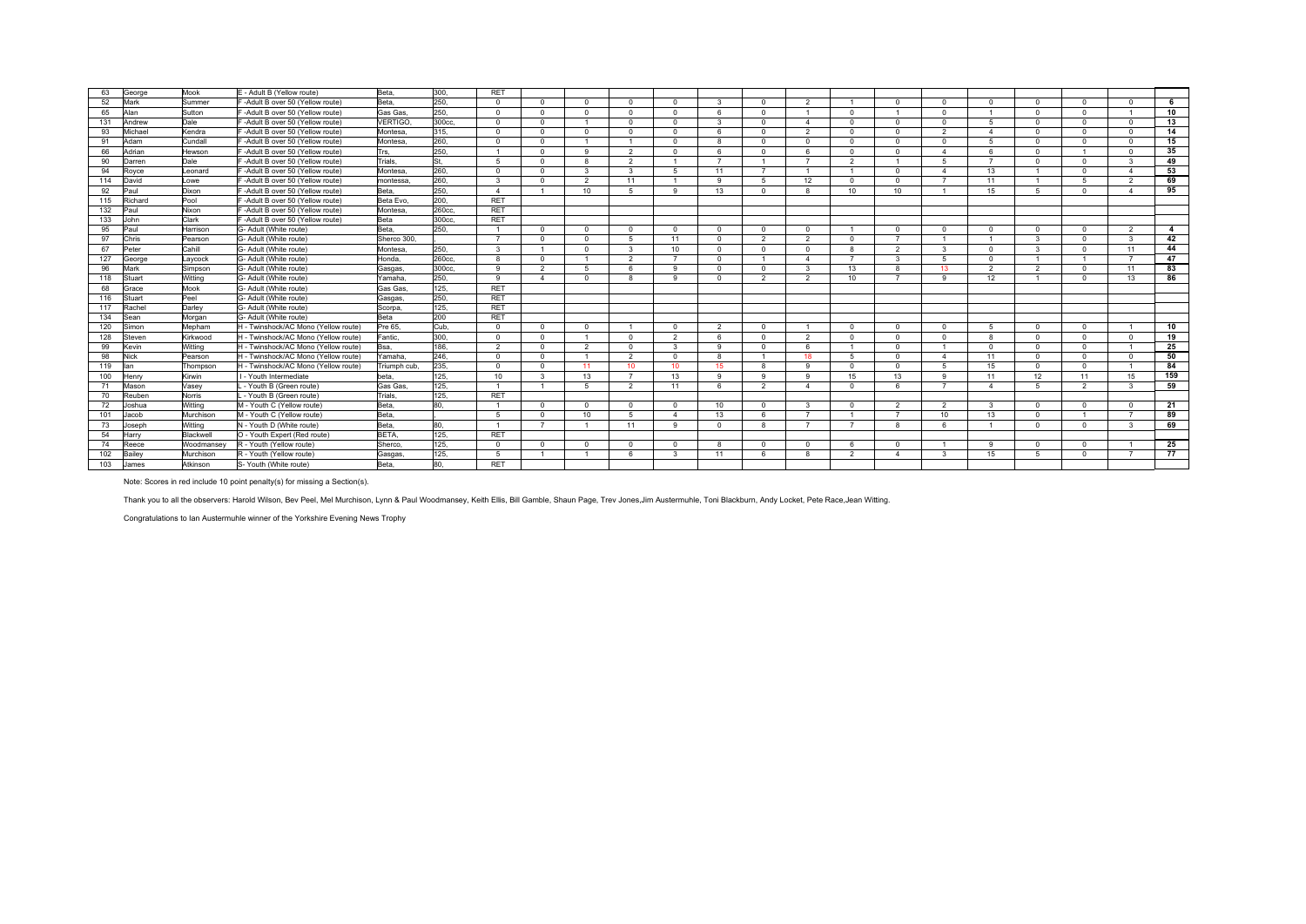| | | | | | | | | | | | | | | | | | | | | | |
|---|---|---|---|---|---|---|---|---|---|---|---|---|---|---|---|---|---|---|---|---|---|
| 63 | George | Mook | E - Adult B (Yellow route) | Beta, | 300, | RET | | | | | | | | | | | | | | | |
| 52 | Mark | Summer | F -Adult B over 50 (Yellow route) | Beta, | 250, | 0 | 0 | 0 | 0 | 0 | 3 | 0 | 2 | 1 | 0 | 0 | 0 | 0 | 0 | 0 | 6 |
| 65 | Alan | Sutton | F -Adult B over 50 (Yellow route) | Gas Gas, | 250, | 0 | 0 | 0 | 0 | 0 | 6 | 0 | 1 | 0 | 1 | 0 | 1 | 0 | 0 | 1 | 10 |
| 131 | Andrew | Dale | F -Adult B over 50 (Yellow route) | VERTIGO, | 300cc, | 0 | 0 | 1 | 0 | 0 | 3 | 0 | 4 | 0 | 0 | 0 | 5 | 0 | 0 | 0 | 13 |
| 93 | Michael | Kendra | F -Adult B over 50 (Yellow route) | Montesa, | 315, | 0 | 0 | 0 | 0 | 0 | 6 | 0 | 2 | 0 | 0 | 2 | 4 | 0 | 0 | 0 | 14 |
| 91 | Adam | Cundall | F -Adult B over 50 (Yellow route) | Montesa, | 260, | 0 | 0 | 1 | 1 | 0 | 8 | 0 | 0 | 0 | 0 | 0 | 5 | 0 | 0 | 0 | 15 |
| 66 | Adrian | Hewson | F -Adult B over 50 (Yellow route) | Trs, | 250, | 1 | 0 | 9 | 2 | 0 | 6 | 0 | 6 | 0 | 0 | 4 | 6 | 0 | 1 | 0 | 35 |
| 90 | Darren | Dale | F -Adult B over 50 (Yellow route) | Trials, | St, | 5 | 0 | 8 | 2 | 1 | 7 | 1 | 7 | 2 | 1 | 5 | 7 | 0 | 0 | 3 | 49 |
| 94 | Royce | Leonard | F -Adult B over 50 (Yellow route) | Montesa, | 260, | 0 | 0 | 3 | 3 | 5 | 11 | 7 | 1 | 1 | 0 | 4 | 13 | 1 | 0 | 4 | 53 |
| 114 | David | Lowe | F -Adult B over 50 (Yellow route) | montessa, | 260, | 3 | 0 | 2 | 11 | 1 | 9 | 5 | 12 | 0 | 0 | 7 | 11 | 1 | 5 | 2 | 69 |
| 92 | Paul | Dixon | F -Adult B over 50 (Yellow route) | Beta, | 250, | 4 | 1 | 10 | 5 | 9 | 13 | 0 | 8 | 10 | 10 | 1 | 15 | 5 | 0 | 4 | 95 |
| 115 | Richard | Pool | F -Adult B over 50 (Yellow route) | Beta Evo, | 200, | RET | | | | | | | | | | | | | | | |
| 132 | Paul | Nixon | F -Adult B over 50 (Yellow route) | Montesa, | 260cc, | RET | | | | | | | | | | | | | | | |
| 133 | John | Clark | F -Adult B over 50 (Yellow route) | Beta | 300cc, | RET | | | | | | | | | | | | | | | |
| 95 | Paul | Harrison | G- Adult (White route) | Beta, | 250, | 1 | 0 | 0 | 0 | 0 | 0 | 0 | 0 | 1 | 0 | 0 | 0 | 0 | 0 | 2 | 4 |
| 97 | Chris | Pearson | G- Adult (White route) | Sherco 300, | , | 7 | 0 | 0 | 5 | 11 | 0 | 2 | 2 | 0 | 7 | 1 | 1 | 3 | 0 | 3 | 42 |
| 67 | Peter | Cahill | G- Adult (White route) | Montesa, | 250, | 3 | 1 | 0 | 3 | 10 | 0 | 0 | 0 | 8 | 2 | 3 | 0 | 3 | 0 | 11 | 44 |
| 127 | George | Laycock | G- Adult (White route) | Honda, | 260cc, | 8 | 0 | 1 | 2 | 7 | 0 | 1 | 4 | 7 | 3 | 5 | 0 | 1 | 1 | 7 | 47 |
| 96 | Mark | Simpson | G- Adult (White route) | Gasgas, | 300cc, | 9 | 2 | 5 | 6 | 9 | 0 | 0 | 3 | 13 | 8 | 13 | 2 | 2 | 0 | 11 | 83 |
| 118 | Stuart | Witting | G- Adult (White route) | Yamaha, | 250, | 9 | 4 | 0 | 8 | 9 | 0 | 2 | 2 | 10 | 7 | 9 | 12 | 1 | 0 | 13 | 86 |
| 68 | Grace | Mook | G- Adult (White route) | Gas Gas, | 125, | RET | | | | | | | | | | | | | | | |
| 116 | Stuart | Peel | G- Adult (White route) | Gasgas, | 250, | RET | | | | | | | | | | | | | | | |
| 117 | Rachel | Darley | G- Adult (White route) | Scorpa, | 125, | RET | | | | | | | | | | | | | | | |
| 134 | Sean | Morgan | G- Adult (White route) | Beta | 200 | RET | | | | | | | | | | | | | | | |
| 120 | Simon | Mepham | H - Twinshock/AC Mono (Yellow route) | Pre 65, | Cub, | 0 | 0 | 0 | 1 | 0 | 2 | 0 | 1 | 0 | 0 | 0 | 5 | 0 | 0 | 1 | 10 |
| 128 | Steven | Kirkwood | H - Twinshock/AC Mono (Yellow route) | Fantic, | 300, | 0 | 0 | 1 | 0 | 2 | 6 | 0 | 2 | 0 | 0 | 0 | 8 | 0 | 0 | 0 | 19 |
| 99 | Kevin | Witting | H - Twinshock/AC Mono (Yellow route) | Bsa, | 186, | 2 | 0 | 2 | 0 | 3 | 9 | 0 | 6 | 1 | 0 | 1 | 0 | 0 | 0 | 1 | 25 |
| 98 | Nick | Pearson | H - Twinshock/AC Mono (Yellow route) | Yamaha, | 246, | 0 | 0 | 1 | 2 | 0 | 8 | 1 | 18 | 5 | 0 | 4 | 11 | 0 | 0 | 0 | 50 |
| 119 | Ian | Thompson | H - Twinshock/AC Mono (Yellow route) | Triumph cub, | 235, | 0 | 0 | 11 | 10 | 10 | 15 | 8 | 9 | 0 | 0 | 5 | 15 | 0 | 0 | 1 | 84 |
| 100 | Henry | Kirwin | I - Youth Intermediate | beta, | 125, | 10 | 3 | 13 | 7 | 13 | 9 | 9 | 9 | 15 | 13 | 9 | 11 | 12 | 11 | 15 | 159 |
| 71 | Mason | Vasey | L - Youth B (Green route) | Gas Gas, | 125, | 1 | 1 | 5 | 2 | 11 | 6 | 2 | 4 | 0 | 6 | 7 | 4 | 5 | 2 | 3 | 59 |
| 70 | Reuben | Norris | L - Youth B (Green route) | Trials, | 125, | RET | | | | | | | | | | | | | | | |
| 72 | Joshua | Witting | M - Youth C (Yellow route) | Beta, | 80, | 1 | 0 | 0 | 0 | 0 | 10 | 0 | 3 | 0 | 2 | 2 | 3 | 0 | 0 | 0 | 21 |
| 101 | Jacob | Murchison | M - Youth C (Yellow route) | Beta, | , | 5 | 0 | 10 | 5 | 4 | 13 | 6 | 7 | 1 | 7 | 10 | 13 | 0 | 1 | 7 | 89 |
| 73 | Joseph | Witting | N - Youth D (White route) | Beta, | 80, | 1 | 7 | 1 | 11 | 9 | 0 | 8 | 7 | 7 | 8 | 6 | 1 | 0 | 0 | 3 | 69 |
| 54 | Harry | Blackwell | O - Youth Expert (Red route) | BETA, | 125, | RET | | | | | | | | | | | | | | | |
| 74 | Reece | Woodmansey | R - Youth (Yellow route) | Sherco, | 125, | 0 | 0 | 0 | 0 | 0 | 8 | 0 | 0 | 6 | 0 | 1 | 9 | 0 | 0 | 1 | 25 |
| 102 | Bailey | Murchison | R - Youth (Yellow route) | Gasgas, | 125, | 5 | 1 | 1 | 6 | 3 | 11 | 6 | 8 | 2 | 4 | 3 | 15 | 5 | 0 | 7 | 77 |
| 103 | James | Atkinson | S- Youth (White route) | Beta, | 80, | RET | | | | | | | | | | | | | | | |

Note: Scores in red include 10 point penalty(s) for missing a Section(s).

Thank you to all the observers: Harold Wilson, Bev Peel, Mel Murchison, Lynn & Paul Woodmansey, Keith Ellis, Bill Gamble, Shaun Page, Trev Jones,Jim Austermuhle, Toni Blackburn, Andy Locket, Pete Race,Jean Witting.

Congratulations to Ian Austermuhle winner of the Yorkshire Evening News Trophy